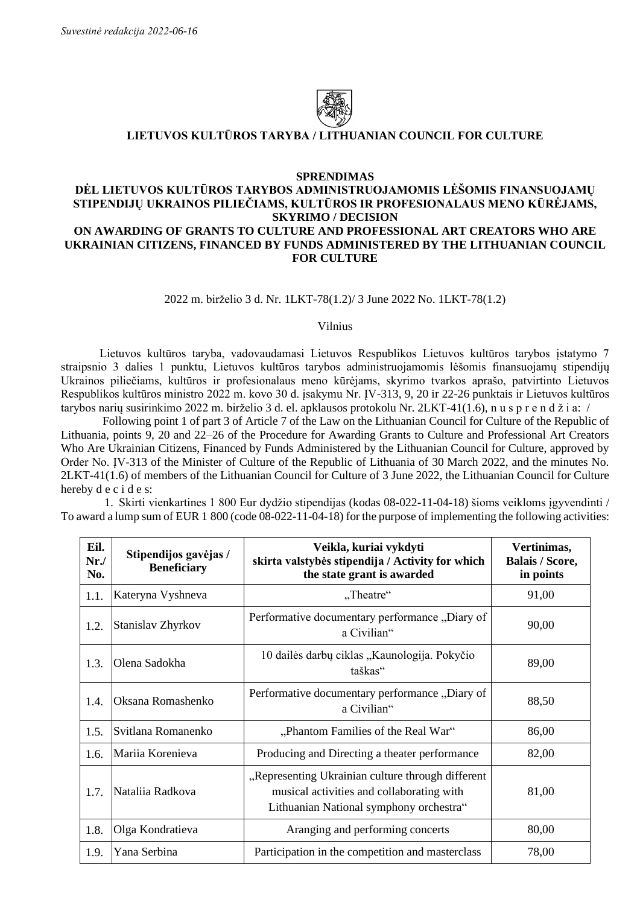*Suvestinė redakcija 2022-06-16*

**LIETUVOS KULTŪROS TARYBA / LITHUANIAN COUNCIL FOR CULTURE**

**SPRENDIMAS**
**DĖL LIETUVOS KULTŪROS TARYBOS ADMINISTRUOJAMOMIS LĖŠOMIS FINANSUOJAMŲ STIPENDIJŲ UKRAINOS PILIEČIAMS, KULTŪROS IR PROFESIONALAUS MENO KŪRĖJAMS, SKYRIMO / DECISION**
**ON AWARDING OF GRANTS TO CULTURE AND PROFESSIONAL ART CREATORS WHO ARE UKRAINIAN CITIZENS, FINANCED BY FUNDS ADMINISTERED BY THE LITHUANIAN COUNCIL FOR CULTURE**

2022 m. birželio 3 d. Nr. 1LKT-78(1.2)/ 3 June 2022 No. 1LKT-78(1.2)

Vilnius

Lietuvos kultūros taryba, vadovaudamasi Lietuvos Respublikos Lietuvos kultūros tarybos įstatymo 7 straipsnio 3 dalies 1 punktu, Lietuvos kultūros tarybos administruojamomis lėšomis finansuojamų stipendijų Ukrainos piliečiams, kultūros ir profesionalaus meno kūrėjams, skyrimo tvarkos aprašo, patvirtinto Lietuvos Respublikos kultūros ministro 2022 m. kovo 30 d. įsakymu Nr. ĮV-313, 9, 20 ir 22-26 punktais ir Lietuvos kultūros tarybos narių susirinkimo 2022 m. birželio 3 d. el. apklausos protokolu Nr. 2LKT-41(1.6), n u s p r e n d ž i a: /

Following point 1 of part 3 of Article 7 of the Law on the Lithuanian Council for Culture of the Republic of Lithuania, points 9, 20 and 22–26 of the Procedure for Awarding Grants to Culture and Professional Art Creators Who Are Ukrainian Citizens, Financed by Funds Administered by the Lithuanian Council for Culture, approved by Order No. ĮV-313 of the Minister of Culture of the Republic of Lithuania of 30 March 2022, and the minutes No. 2LKT-41(1.6) of members of the Lithuanian Council for Culture of 3 June 2022, the Lithuanian Council for Culture hereby d e c i d e s:

1. Skirti vienkartines 1 800 Eur dydžio stipendijas (kodas 08-022-11-04-18) šioms veikloms įgyvendinti / To award a lump sum of EUR 1 800 (code 08-022-11-04-18) for the purpose of implementing the following activities:

| Eil. Nr./ No. | Stipendijos gavėjas / Beneficiary | Veikla, kuriai vykdyti skirta valstybės stipendija / Activity for which the state grant is awarded | Vertinimas, Balais / Score, in points |
|---|---|---|---|
| 1.1. | Kateryna Vyshneva | „Theatre“ | 91,00 |
| 1.2. | Stanislav Zhyrkov | Performative documentary performance „Diary of a Civilian“ | 90,00 |
| 1.3. | Olena Sadokha | 10 dailės darbų ciklas „Kaunologija. Pokyčio taškas“ | 89,00 |
| 1.4. | Oksana Romashenko | Performative documentary performance „Diary of a Civilian“ | 88,50 |
| 1.5. | Svitlana Romanenko | „Phantom Families of the Real War“ | 86,00 |
| 1.6. | Mariia Korenieva | Producing and Directing a theater performance | 82,00 |
| 1.7. | Nataliia Radkova | „Representing Ukrainian culture through different musical activities and collaborating with Lithuanian National symphony orchestra“ | 81,00 |
| 1.8. | Olga Kondratieva | Aranging and performing concerts | 80,00 |
| 1.9. | Yana Serbina | Participation in the competition and masterclass | 78,00 |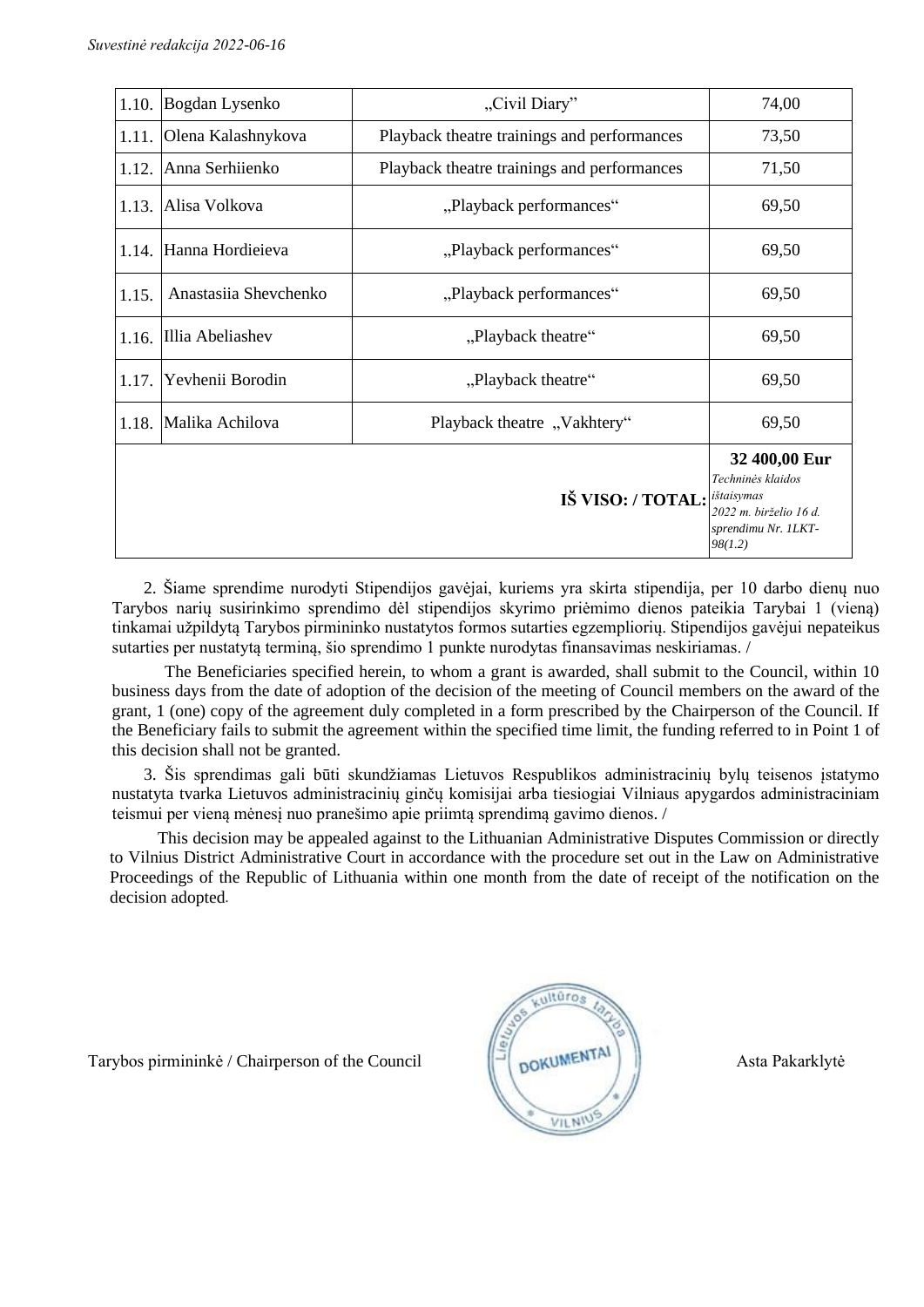*Suvestinė redakcija 2022-06-16*

| | | | |
|---|---|---|---|
| 1.10. | Bogdan Lysenko | „Civil Diary" | 74,00 |
| 1.11. | Olena Kalashnykova | Playback theatre trainings and performances | 73,50 |
| 1.12. | Anna Serhiienko | Playback theatre trainings and performances | 71,50 |
| 1.13. | Alisa Volkova | „Playback performances" | 69,50 |
| 1.14. | Hanna Hordieieva | „Playback performances" | 69,50 |
| 1.15. | Anastasiia Shevchenko | „Playback performances" | 69,50 |
| 1.16. | Illia Abeliashev | „Playback theatre" | 69,50 |
| 1.17. | Yevhenii Borodin | „Playback theatre" | 69,50 |
| 1.18. | Malika Achilova | Playback theatre „Vakhtery" | 69,50 |
| | | **IŠ VISO: / TOTAL:** | **32 400,00 Eur** *Techninės klaidos ištaisymas 2022 m. birželio 16 d. sprendimu Nr. 1LKT-98(1.2)* |

2. Šiame sprendime nurodyti Stipendijos gavėjai, kuriems yra skirta stipendija, per 10 darbo dienų nuo Tarybos narių susirinkimo sprendimo dėl stipendijos skyrimo priėmimo dienos pateikia Tarybai 1 (vieną) tinkamai užpildytą Tarybos pirmininko nustatytos formos sutarties egzempliorių. Stipendijos gavėjui nepateikus sutarties per nustatytą terminą, šio sprendimo 1 punkte nurodytas finansavimas neskiriamas. /

The Beneficiaries specified herein, to whom a grant is awarded, shall submit to the Council, within 10 business days from the date of adoption of the decision of the meeting of Council members on the award of the grant, 1 (one) copy of the agreement duly completed in a form prescribed by the Chairperson of the Council. If the Beneficiary fails to submit the agreement within the specified time limit, the funding referred to in Point 1 of this decision shall not be granted.

3. Šis sprendimas gali būti skundžiamas Lietuvos Respublikos administracinių bylų teisenos įstatymo nustatyta tvarka Lietuvos administracinių ginčų komisijai arba tiesiogiai Vilniaus apygardos administraciniam teismui per vieną mėnesį nuo pranešimo apie priimtą sprendimą gavimo dienos. /

This decision may be appealed against to the Lithuanian Administrative Disputes Commission or directly to Vilnius District Administrative Court in accordance with the procedure set out in the Law on Administrative Proceedings of the Republic of Lithuania within one month from the date of receipt of the notification on the decision adopted.

Tarybos pirmininkė / Chairperson of the Council — Asta Pakarklytė